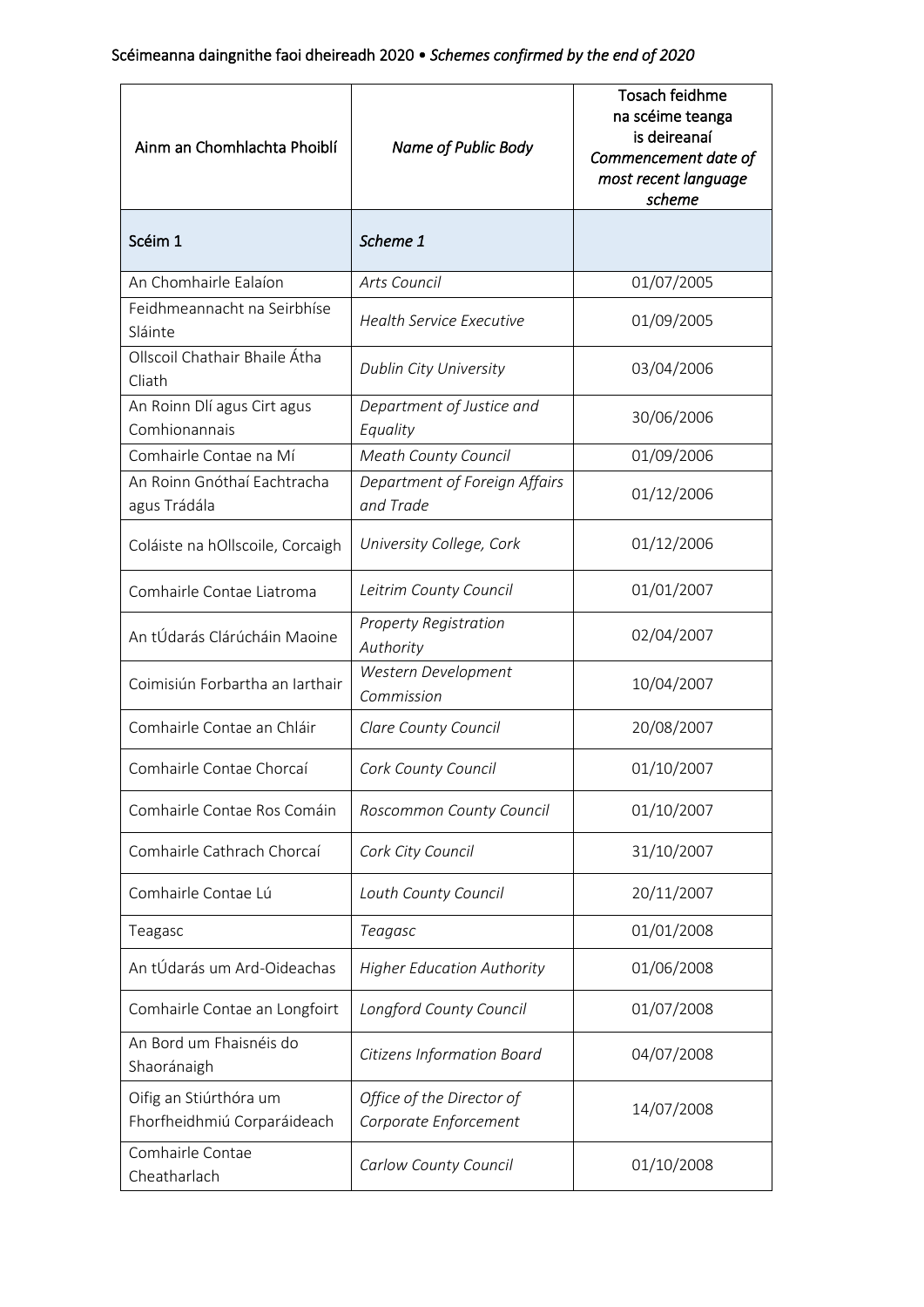Scéimeanna daingnithe faoi dheireadh 2020 • *Schemes confirmed by the end of 2020*

| Ainm an Chomhlachta Phoiblí | *Name of Public Body* | Tosach feidhme na scéime teanga is deireanaí *Commencement date of most recent language scheme* |
|---|---|---|
| Scéim 1 | *Scheme 1* | |
| An Chomhairle Ealaíon | *Arts Council* | 01/07/2005 |
| Feidhmeannacht na Seirbhíse Sláinte | *Health Service Executive* | 01/09/2005 |
| Ollscoil Chathair Bhaile Átha Cliath | *Dublin City University* | 03/04/2006 |
| An Roinn Dlí agus Cirt agus Comhionannais | *Department of Justice and Equality* | 30/06/2006 |
| Comhairle Contae na Mí | *Meath County Council* | 01/09/2006 |
| An Roinn Gnóthaí Eachtracha agus Trádála | *Department of Foreign Affairs and Trade* | 01/12/2006 |
| Coláiste na hOllscoile, Corcaigh | *University College, Cork* | 01/12/2006 |
| Comhairle Contae Liatroma | *Leitrim County Council* | 01/01/2007 |
| An tÚdarás Clárúcháin Maoine | *Property Registration Authority* | 02/04/2007 |
| Coimisiún Forbartha an Iarthair | *Western Development Commission* | 10/04/2007 |
| Comhairle Contae an Chláir | *Clare County Council* | 20/08/2007 |
| Comhairle Contae Chorcaí | *Cork County Council* | 01/10/2007 |
| Comhairle Contae Ros Comáin | *Roscommon County Council* | 01/10/2007 |
| Comhairle Cathrach Chorcaí | *Cork City Council* | 31/10/2007 |
| Comhairle Contae Lú | *Louth County Council* | 20/11/2007 |
| Teagasc | *Teagasc* | 01/01/2008 |
| An tÚdarás um Ard-Oideachas | *Higher Education Authority* | 01/06/2008 |
| Comhairle Contae an Longfoirt | *Longford County Council* | 01/07/2008 |
| An Bord um Fhaisnéis do Shaoránaigh | *Citizens Information Board* | 04/07/2008 |
| Oifig an Stiúrthóra um Fhorfheidhmiú Corparáideach | *Office of the Director of Corporate Enforcement* | 14/07/2008 |
| Comhairle Contae Cheatharlach | *Carlow County Council* | 01/10/2008 |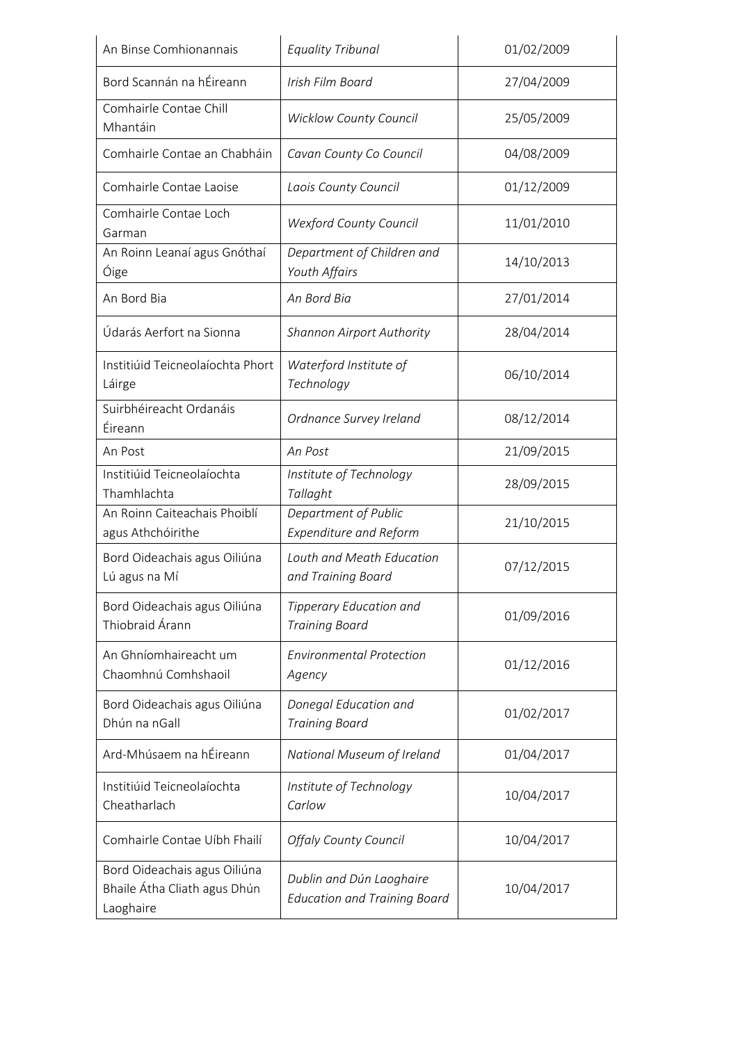| An Binse Comhionannais | *Equality Tribunal* | 01/02/2009 |
|---|---|---|
| Bord Scannán na hÉireann | *Irish Film Board* | 27/04/2009 |
| Comhairle Contae Chill Mhantáin | *Wicklow County Council* | 25/05/2009 |
| Comhairle Contae an Chabháin | *Cavan County Co Council* | 04/08/2009 |
| Comhairle Contae Laoise | *Laois County Council* | 01/12/2009 |
| Comhairle Contae Loch Garman | *Wexford County Council* | 11/01/2010 |
| An Roinn Leanaí agus Gnóthaí Óige | *Department of Children and Youth Affairs* | 14/10/2013 |
| An Bord Bia | *An Bord Bia* | 27/01/2014 |
| Údarás Aerfort na Sionna | *Shannon Airport Authority* | 28/04/2014 |
| Institiúid Teicneolaíochta Phort Láirge | *Waterford Institute of Technology* | 06/10/2014 |
| Suirbhéireacht Ordanáis Éireann | *Ordnance Survey Ireland* | 08/12/2014 |
| An Post | *An Post* | 21/09/2015 |
| Institiúid Teicneolaíochta Thamhlachta | *Institute of Technology Tallaght* | 28/09/2015 |
| An Roinn Caiteachais Phoiblí agus Athchóirithe | *Department of Public Expenditure and Reform* | 21/10/2015 |
| Bord Oideachais agus Oiliúna Lú agus na Mí | *Louth and Meath Education and Training Board* | 07/12/2015 |
| Bord Oideachais agus Oiliúna Thiobraid Árann | *Tipperary Education and Training Board* | 01/09/2016 |
| An Ghníomhaireacht um Chaomhnú Comhshaoil | *Environmental Protection Agency* | 01/12/2016 |
| Bord Oideachais agus Oiliúna Dhún na nGall | *Donegal Education and Training Board* | 01/02/2017 |
| Ard-Mhúsaem na hÉireann | *National Museum of Ireland* | 01/04/2017 |
| Institiúid Teicneolaíochta Cheatharlach | *Institute of Technology Carlow* | 10/04/2017 |
| Comhairle Contae Uíbh Fhailí | *Offaly County Council* | 10/04/2017 |
| Bord Oideachais agus Oiliúna Bhaile Átha Cliath agus Dhún Laoghaire | *Dublin and Dún Laoghaire Education and Training Board* | 10/04/2017 |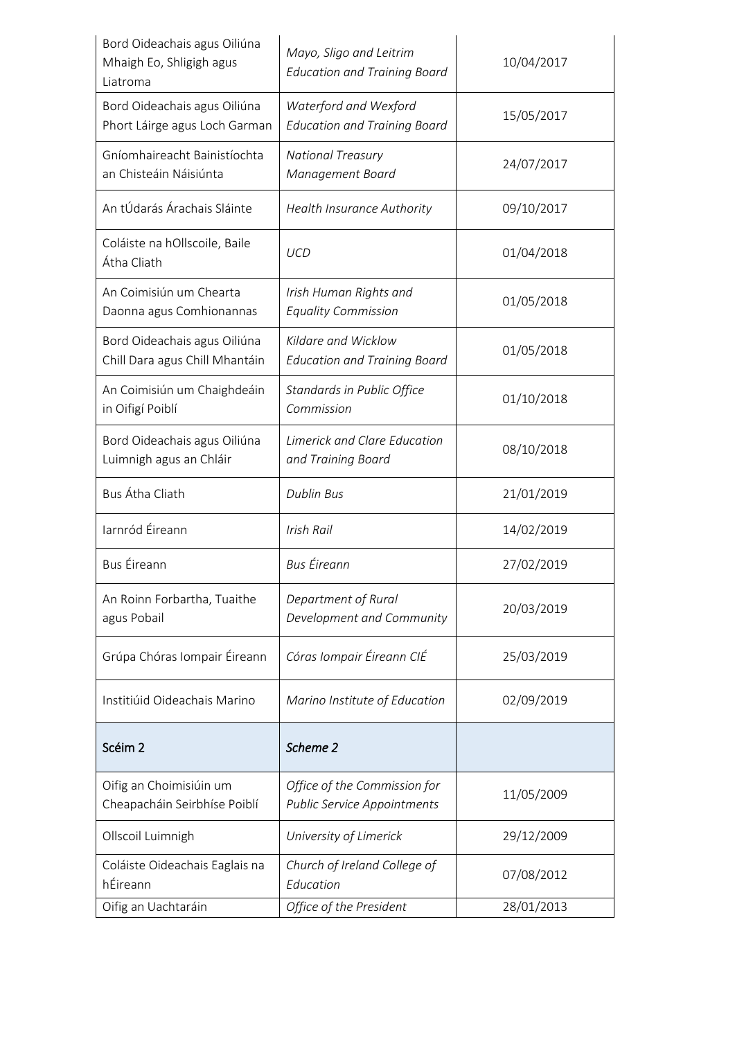| | | |
|---|---|---|
| Bord Oideachais agus Oiliúna Mhaigh Eo, Shligigh agus Liatroma | *Mayo, Sligo and Leitrim Education and Training Board* | 10/04/2017 |
| Bord Oideachais agus Oiliúna Phort Láirge agus Loch Garman | *Waterford and Wexford Education and Training Board* | 15/05/2017 |
| Gníomhaireacht Bainistíochta an Chisteáin Náisiúnta | *National Treasury Management Board* | 24/07/2017 |
| An tÚdarás Árachais Sláinte | *Health Insurance Authority* | 09/10/2017 |
| Coláiste na hOllscoile, Baile Átha Cliath | *UCD* | 01/04/2018 |
| An Coimisiún um Chearta Daonna agus Comhionannas | *Irish Human Rights and Equality Commission* | 01/05/2018 |
| Bord Oideachais agus Oiliúna Chill Dara agus Chill Mhantáin | *Kildare and Wicklow Education and Training Board* | 01/05/2018 |
| An Coimisiún um Chaighdeáin in Oifigí Poiblí | *Standards in Public Office Commission* | 01/10/2018 |
| Bord Oideachais agus Oiliúna Luimnigh agus an Chláir | *Limerick and Clare Education and Training Board* | 08/10/2018 |
| Bus Átha Cliath | *Dublin Bus* | 21/01/2019 |
| Iarnród Éireann | *Irish Rail* | 14/02/2019 |
| Bus Éireann | *Bus Éireann* | 27/02/2019 |
| An Roinn Forbartha, Tuaithe agus Pobail | *Department of Rural Development and Community* | 20/03/2019 |
| Grúpa Chóras Iompair Éireann | *Córas Iompair Éireann CIÉ* | 25/03/2019 |
| Institiúid Oideachais Marino | *Marino Institute of Education* | 02/09/2019 |
| Scéim 2 | *Scheme 2* | |
| Oifig an Choimisiúin um Cheapacháin Seirbhíse Poiblí | *Office of the Commission for Public Service Appointments* | 11/05/2009 |
| Ollscoil Luimnigh | *University of Limerick* | 29/12/2009 |
| Coláiste Oideachais Eaglais na hÉireann | *Church of Ireland College of Education* | 07/08/2012 |
| Oifig an Uachtaráin | *Office of the President* | 28/01/2013 |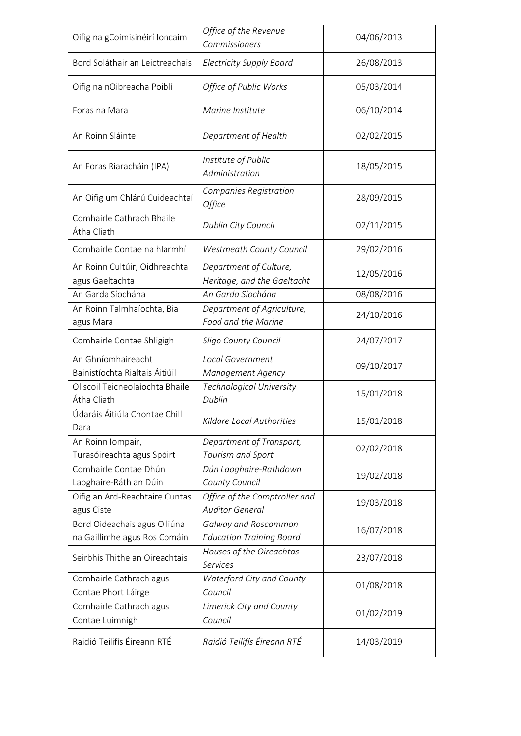| | | |
|---|---|---|
| Oifig na gCoimisinéirí Ioncaim | *Office of the Revenue Commissioners* | 04/06/2013 |
| Bord Soláthair an Leictreachais | *Electricity Supply Board* | 26/08/2013 |
| Oifig na nOibreacha Poiblí | *Office of Public Works* | 05/03/2014 |
| Foras na Mara | *Marine Institute* | 06/10/2014 |
| An Roinn Sláinte | *Department of Health* | 02/02/2015 |
| An Foras Riaracháin (IPA) | *Institute of Public Administration* | 18/05/2015 |
| An Oifig um Chlárú Cuideachtaí | *Companies Registration Office* | 28/09/2015 |
| Comhairle Cathrach Bhaile Átha Cliath | *Dublin City Council* | 02/11/2015 |
| Comhairle Contae na hIarmhí | *Westmeath County Council* | 29/02/2016 |
| An Roinn Cultúir, Oidhreachta agus Gaeltachta | *Department of Culture, Heritage, and the Gaeltacht* | 12/05/2016 |
| An Garda Síochána | *An Garda Síochána* | 08/08/2016 |
| An Roinn Talmhaíochta, Bia agus Mara | *Department of Agriculture, Food and the Marine* | 24/10/2016 |
| Comhairle Contae Shligigh | *Sligo County Council* | 24/07/2017 |
| An Ghníomhaireacht Bainistíochta Rialtais Áitiúil | *Local Government Management Agency* | 09/10/2017 |
| Ollscoil Teicneolaíochta Bhaile Átha Cliath | *Technological University Dublin* | 15/01/2018 |
| Údaráis Áitiúla Chontae Chill Dara | *Kildare Local Authorities* | 15/01/2018 |
| An Roinn Iompair, Turasóireachta agus Spóirt | *Department of Transport, Tourism and Sport* | 02/02/2018 |
| Comhairle Contae Dhún Laoghaire-Ráth an Dúin | *Dún Laoghaire-Rathdown County Council* | 19/02/2018 |
| Oifig an Ard-Reachtaire Cuntas agus Ciste | *Office of the Comptroller and Auditor General* | 19/03/2018 |
| Bord Oideachais agus Oiliúna na Gaillimhe agus Ros Comáin | *Galway and Roscommon Education Training Board* | 16/07/2018 |
| Seirbhís Thithe an Oireachtais | *Houses of the Oireachtas Services* | 23/07/2018 |
| Comhairle Cathrach agus Contae Phort Láirge | *Waterford City and County Council* | 01/08/2018 |
| Comhairle Cathrach agus Contae Luimnigh | *Limerick City and County Council* | 01/02/2019 |
| Raidió Teilifís Éireann RTÉ | *Raidió Teilifís Éireann RTÉ* | 14/03/2019 |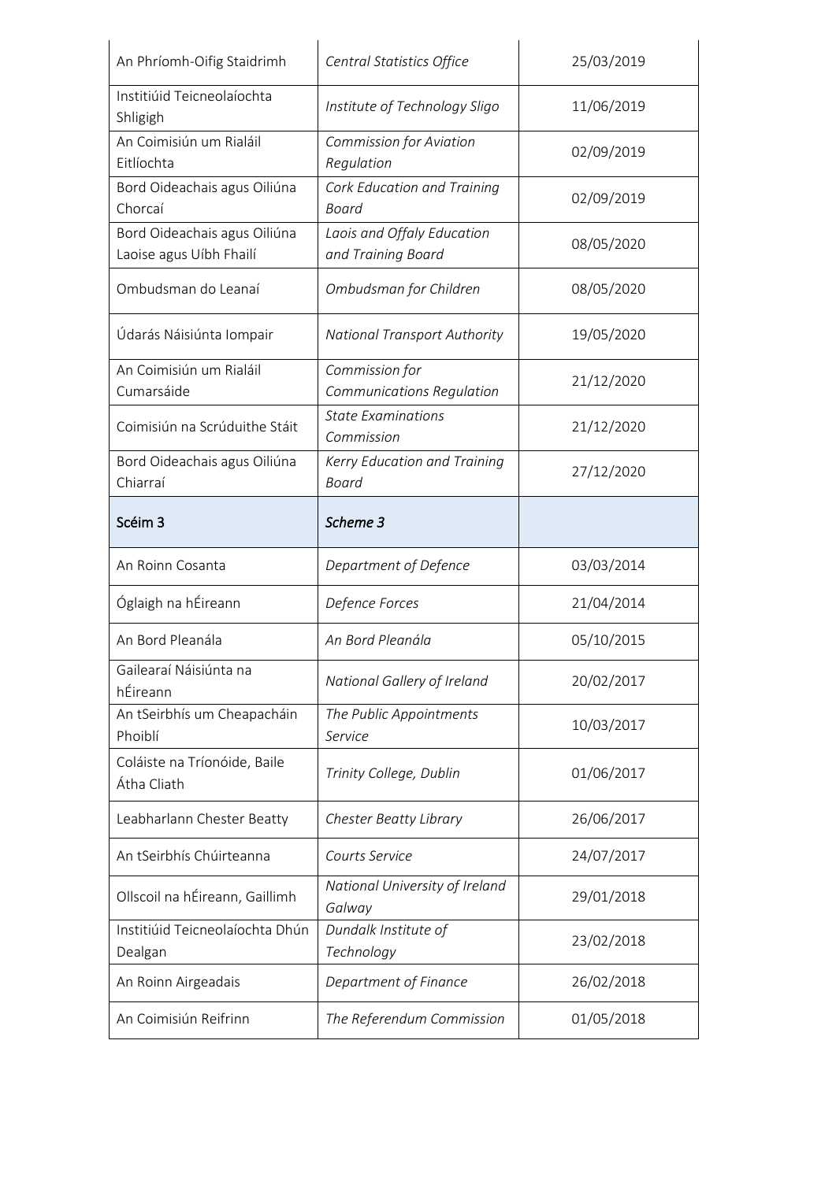| | | |
|---|---|---|
| An Phríomh-Oifig Staidrimh | *Central Statistics Office* | 25/03/2019 |
| Institiúid Teicneolaíochta Shligigh | *Institute of Technology Sligo* | 11/06/2019 |
| An Coimisiún um Rialáil Eitlíochta | *Commission for Aviation Regulation* | 02/09/2019 |
| Bord Oideachais agus Oiliúna Chorcaí | *Cork Education and Training Board* | 02/09/2019 |
| Bord Oideachais agus Oiliúna Laoise agus Uíbh Fhailí | *Laois and Offaly Education and Training Board* | 08/05/2020 |
| Ombudsman do Leanaí | *Ombudsman for Children* | 08/05/2020 |
| Údarás Náisiúnta Iompair | *National Transport Authority* | 19/05/2020 |
| An Coimisiún um Rialáil Cumarsáide | *Commission for Communications Regulation* | 21/12/2020 |
| Coimisiún na Scrúduithe Stáit | *State Examinations Commission* | 21/12/2020 |
| Bord Oideachais agus Oiliúna Chiarraí | *Kerry Education and Training Board* | 27/12/2020 |
| Scéim 3 | *Scheme 3* | |
| An Roinn Cosanta | *Department of Defence* | 03/03/2014 |
| Óglaigh na hÉireann | *Defence Forces* | 21/04/2014 |
| An Bord Pleanála | *An Bord Pleanála* | 05/10/2015 |
| Gailearaí Náisiúnta na hÉireann | *National Gallery of Ireland* | 20/02/2017 |
| An tSeirbhís um Cheapacháin Phoiblí | *The Public Appointments Service* | 10/03/2017 |
| Coláiste na Tríonóide, Baile Átha Cliath | *Trinity College, Dublin* | 01/06/2017 |
| Leabharlann Chester Beatty | *Chester Beatty Library* | 26/06/2017 |
| An tSeirbhís Chúirteanna | *Courts Service* | 24/07/2017 |
| Ollscoil na hÉireann, Gaillimh | *National University of Ireland Galway* | 29/01/2018 |
| Institiúid Teicneolaíochta Dhún Dealgan | *Dundalk Institute of Technology* | 23/02/2018 |
| An Roinn Airgeadais | *Department of Finance* | 26/02/2018 |
| An Coimisiún Reifrinn | *The Referendum Commission* | 01/05/2018 |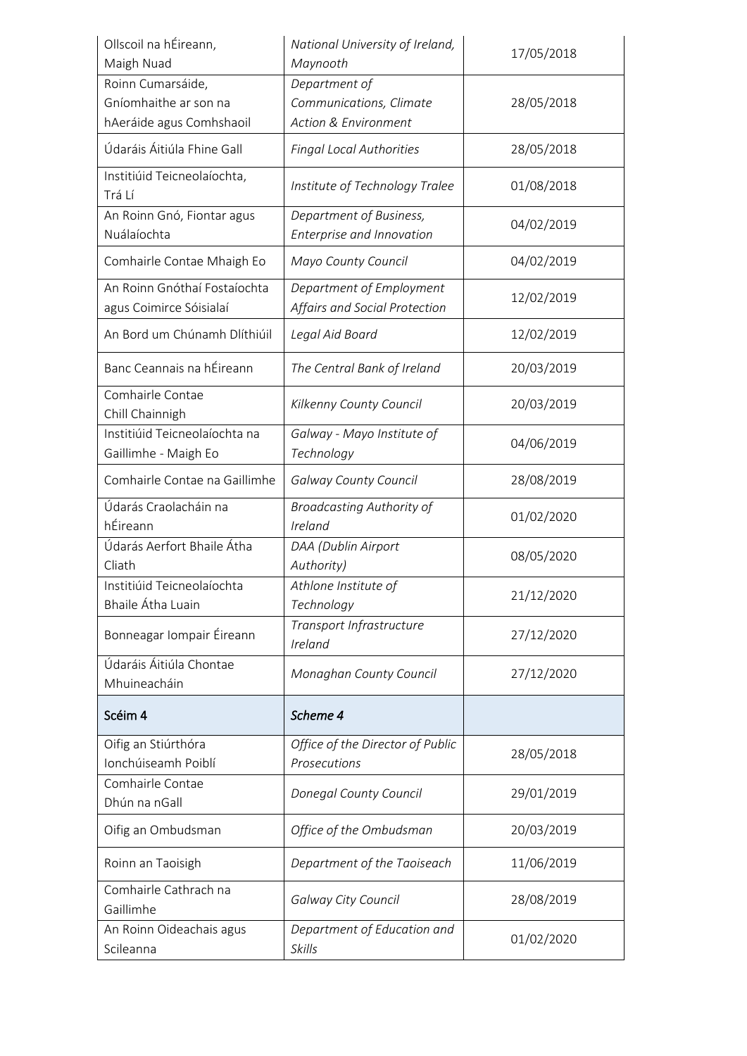| | | |
|---|---|---|
| Ollscoil na hÉireann, Maigh Nuad | *National University of Ireland, Maynooth* | 17/05/2018 |
| Roinn Cumarsáide, Gníomhaithe ar son na hAeráide agus Comhshaoil | *Department of Communications, Climate Action & Environment* | 28/05/2018 |
| Údaráis Áitiúla Fhine Gall | *Fingal Local Authorities* | 28/05/2018 |
| Institiúid Teicneolaíochta, Trá Lí | *Institute of Technology Tralee* | 01/08/2018 |
| An Roinn Gnó, Fiontar agus Nuálaíochta | *Department of Business, Enterprise and Innovation* | 04/02/2019 |
| Comhairle Contae Mhaigh Eo | *Mayo County Council* | 04/02/2019 |
| An Roinn Gnóthaí Fostaíochta agus Coimirce Sóisialaí | *Department of Employment Affairs and Social Protection* | 12/02/2019 |
| An Bord um Chúnamh Dlíthiúil | *Legal Aid Board* | 12/02/2019 |
| Banc Ceannais na hÉireann | *The Central Bank of Ireland* | 20/03/2019 |
| Comhairle Contae Chill Chainnigh | *Kilkenny County Council* | 20/03/2019 |
| Institiúid Teicneolaíochta na Gaillimhe - Maigh Eo | *Galway - Mayo Institute of Technology* | 04/06/2019 |
| Comhairle Contae na Gaillimhe | *Galway County Council* | 28/08/2019 |
| Údarás Craolacháin na hÉireann | *Broadcasting Authority of Ireland* | 01/02/2020 |
| Údarás Aerfort Bhaile Átha Cliath | *DAA (Dublin Airport Authority)* | 08/05/2020 |
| Institiúid Teicneolaíochta Bhaile Átha Luain | *Athlone Institute of Technology* | 21/12/2020 |
| Bonneagar Iompair Éireann | *Transport Infrastructure Ireland* | 27/12/2020 |
| Údaráis Áitiúla Chontae Mhuineacháin | *Monaghan County Council* | 27/12/2020 |
| **Scéim 4** | ***Scheme 4*** | |
| Oifig an Stiúrthóra Ionchúiseamh Poiblí | *Office of the Director of Public Prosecutions* | 28/05/2018 |
| Comhairle Contae Dhún na nGall | *Donegal County Council* | 29/01/2019 |
| Oifig an Ombudsman | *Office of the Ombudsman* | 20/03/2019 |
| Roinn an Taoisigh | *Department of the Taoiseach* | 11/06/2019 |
| Comhairle Cathrach na Gaillimhe | *Galway City Council* | 28/08/2019 |
| An Roinn Oideachais agus Scileanna | *Department of Education and Skills* | 01/02/2020 |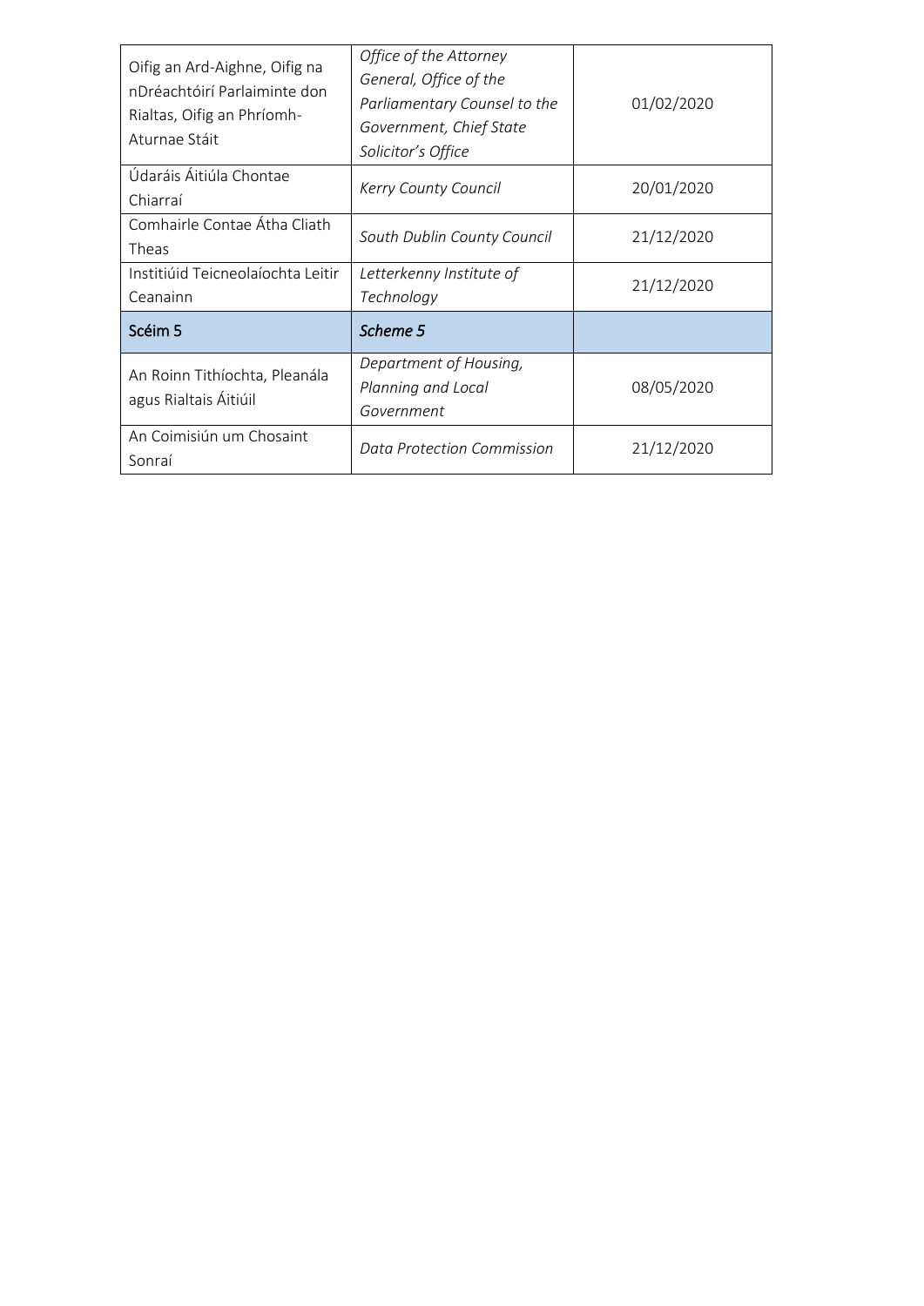| | | |
|---|---|---|
| Oifig an Ard-Aighne, Oifig na nDréachtóirí Parlaiminte don Rialtas, Oifig an Phríomh-Aturnae Stáit | *Office of the Attorney General, Office of the Parliamentary Counsel to the Government, Chief State Solicitor's Office* | 01/02/2020 |
| Údaráis Áitiúla Chontae Chiarraí | *Kerry County Council* | 20/01/2020 |
| Comhairle Contae Átha Cliath Theas | *South Dublin County Council* | 21/12/2020 |
| Institiúid Teicneolaíochta Leitir Ceanainn | *Letterkenny Institute of Technology* | 21/12/2020 |
| Scéim 5 | *Scheme 5* | |
| An Roinn Tithíochta, Pleanála agus Rialtais Áitiúil | *Department of Housing, Planning and Local Government* | 08/05/2020 |
| An Coimisiún um Chosaint Sonraí | *Data Protection Commission* | 21/12/2020 |